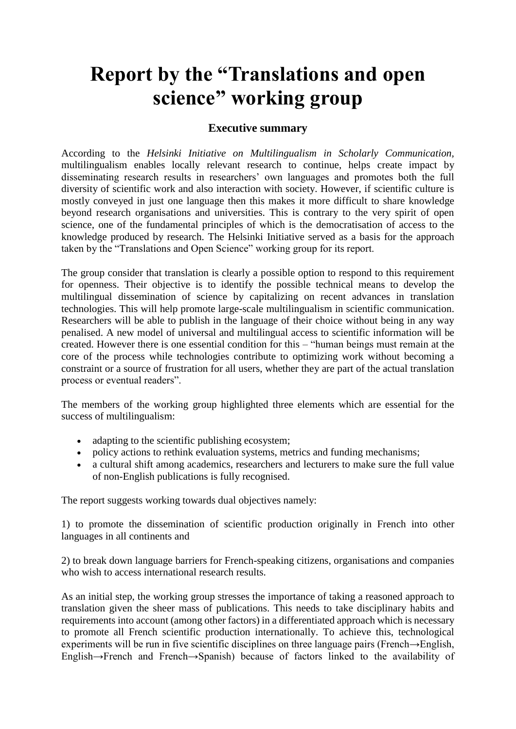# Report by the "Translations and open science" working group

## Executive summary

According to the *Helsinki Initiative on Multilingualism in Scholarly Communication*, multilingualism enables locally relevant research to continue, helps create impact by disseminating research results in researchers' own languages and promotes both the full diversity of scientific work and also interaction with society. However, if scientific culture is mostly conveyed in just one language then this makes it more difficult to share knowledge beyond research organisations and universities. This is contrary to the very spirit of open science, one of the fundamental principles of which is the democratisation of access to the knowledge produced by research. The Helsinki Initiative served as a basis for the approach taken by the "Translations and Open Science" working group for its report.

The group consider that translation is clearly a possible option to respond to this requirement for openness. Their objective is to identify the possible technical means to develop the multilingual dissemination of science by capitalizing on recent advances in translation technologies. This will help promote large-scale multilingualism in scientific communication. Researchers will be able to publish in the language of their choice without being in any way penalised. A new model of universal and multilingual access to scientific information will be created. However there is one essential condition for this – "human beings must remain at the core of the process while technologies contribute to optimizing work without becoming a constraint or a source of frustration for all users, whether they are part of the actual translation process or eventual readers".

The members of the working group highlighted three elements which are essential for the success of multilingualism:

- adapting to the scientific publishing ecosystem;
- policy actions to rethink evaluation systems, metrics and funding mechanisms;
- a cultural shift among academics, researchers and lecturers to make sure the full value of non-English publications is fully recognised.

The report suggests working towards dual objectives namely:

1) to promote the dissemination of scientific production originally in French into other languages in all continents and

2) to break down language barriers for French-speaking citizens, organisations and companies who wish to access international research results.

As an initial step, the working group stresses the importance of taking a reasoned approach to translation given the sheer mass of publications. This needs to take disciplinary habits and requirements into account (among other factors) in a differentiated approach which is necessary to promote all French scientific production internationally. To achieve this, technological experiments will be run in five scientific disciplines on three language pairs (French→English, English→French and French→Spanish) because of factors linked to the availability of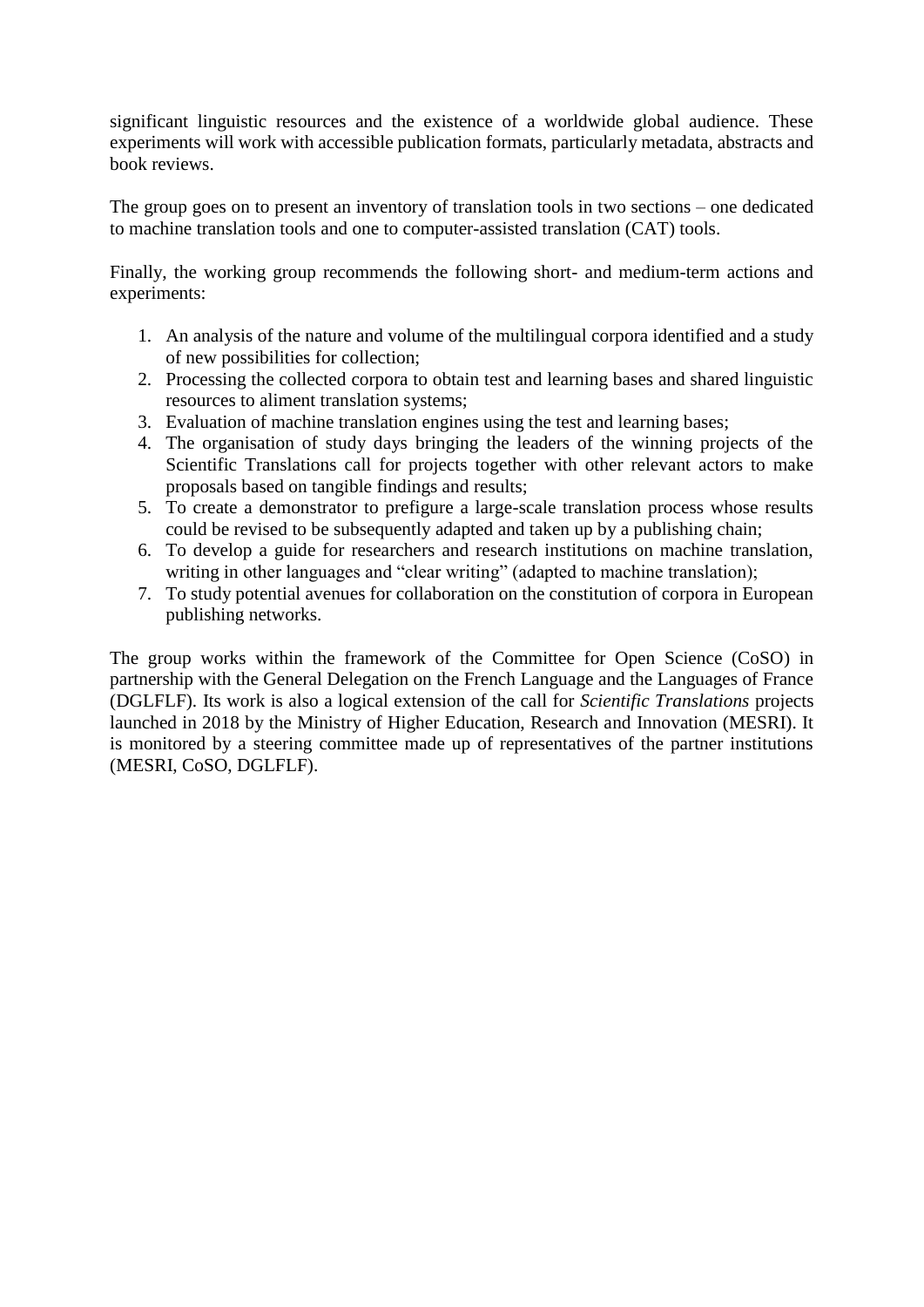significant linguistic resources and the existence of a worldwide global audience. These experiments will work with accessible publication formats, particularly metadata, abstracts and book reviews.

The group goes on to present an inventory of translation tools in two sections – one dedicated to machine translation tools and one to computer-assisted translation (CAT) tools.

Finally, the working group recommends the following short- and medium-term actions and experiments:

1. An analysis of the nature and volume of the multilingual corpora identified and a study of new possibilities for collection;
2. Processing the collected corpora to obtain test and learning bases and shared linguistic resources to aliment translation systems;
3. Evaluation of machine translation engines using the test and learning bases;
4. The organisation of study days bringing the leaders of the winning projects of the Scientific Translations call for projects together with other relevant actors to make proposals based on tangible findings and results;
5. To create a demonstrator to prefigure a large-scale translation process whose results could be revised to be subsequently adapted and taken up by a publishing chain;
6. To develop a guide for researchers and research institutions on machine translation, writing in other languages and "clear writing" (adapted to machine translation);
7. To study potential avenues for collaboration on the constitution of corpora in European publishing networks.

The group works within the framework of the Committee for Open Science (CoSO) in partnership with the General Delegation on the French Language and the Languages of France (DGLFLF). Its work is also a logical extension of the call for *Scientific Translations* projects launched in 2018 by the Ministry of Higher Education, Research and Innovation (MESRI). It is monitored by a steering committee made up of representatives of the partner institutions (MESRI, CoSO, DGLFLF).